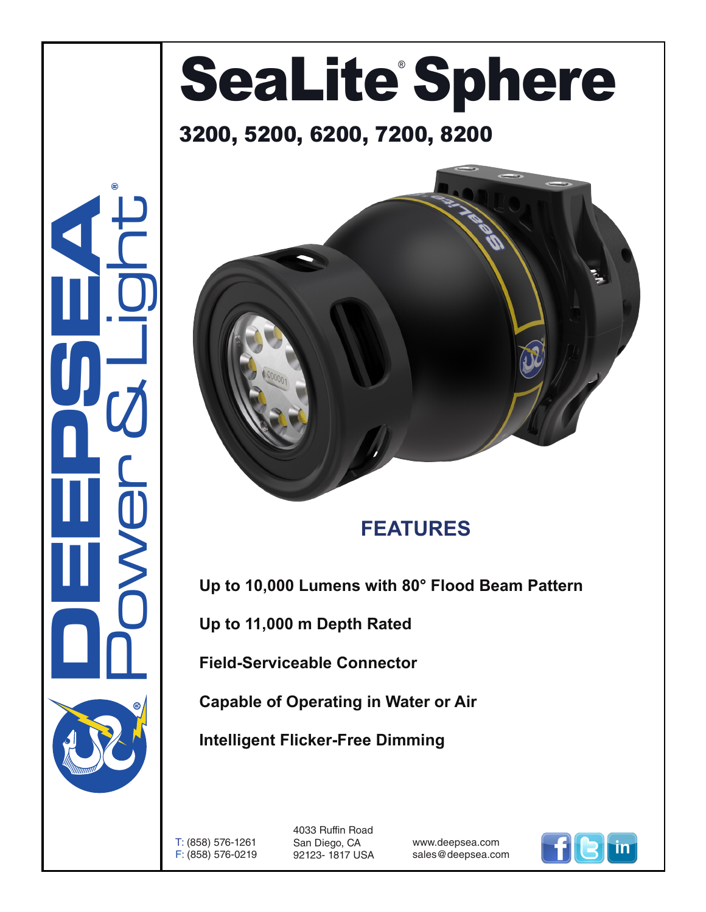# SeaLite® Sphere

## 3200, 5200, 6200, 7200, 8200

## FEATURES

**Up to 10,000 Lumens with 80° Flood Beam Pattern**

**Up to 11,000 m Depth Rated**

**Field-Serviceable Connector**

**Capable of Operating in Water or Air**

**Intelligent Flicker-Free Dimming**

DEEPSEA® Power & Light®

T: (858) 576-1261
F: (858) 576-0219

4033 Ruffin Road
San Diego, CA
92123- 1817 USA

www.deepsea.com
sales@deepsea.com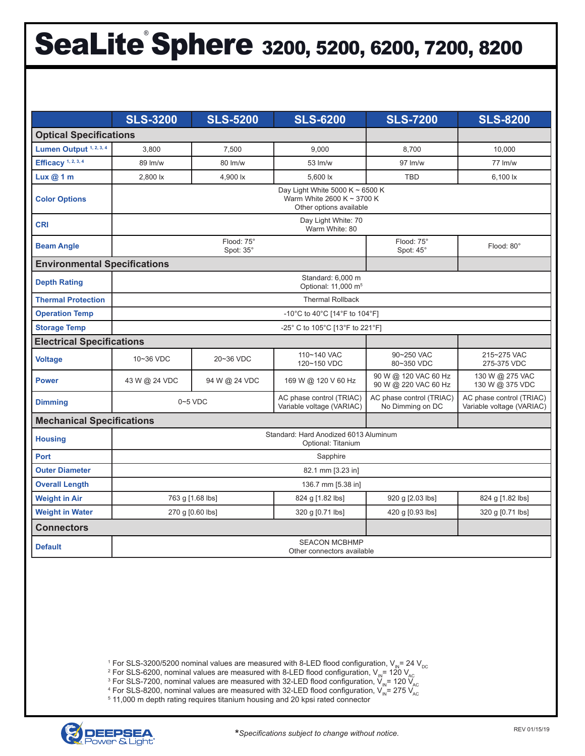# SeaLite® Sphere 3200, 5200, 6200, 7200, 8200

| | SLS-3200 | SLS-5200 | SLS-6200 | SLS-7200 | SLS-8200 |
|---|---|---|---|---|---|
| **Optical Specifications** | | | | | |
| Lumen Output [1, 2, 3, 4] | 3,800 | 7,500 | 9,000 | 8,700 | 10,000 |
| Efficacy [1, 2, 3, 4] | 89 lm/w | 80 lm/w | 53 lm/w | 97 lm/w | 77 lm/w |
| Lux @ 1 m | 2,800 lx | 4,900 lx | 5,600 lx | TBD | 6,100 lx |
| Color Options | Day Light White 5000 K ~ 6500 K<br>Warm White 2600 K ~ 3700 K<br>Other options available | | | | |
| CRI | Day Light White: 70<br>Warm White: 80 | | | | |
| Beam Angle | Flood: 75°<br>Spot: 35° | | | Flood: 75°<br>Spot: 45° | Flood: 80° |
| **Environmental Specifications** | | | | | |
| Depth Rating | Standard: 6,000 m<br>Optional: 11,000 m[5] | | | | |
| Thermal Protection | Thermal Rollback | | | | |
| Operation Temp | -10°C to 40°C [14°F to 104°F] | | | | |
| Storage Temp | -25° C to 105°C [13°F to 221°F] | | | | |
| **Electrical Specifications** | | | | | |
| Voltage | 10~36 VDC | 20~36 VDC | 110~140 VAC<br>120~150 VDC | 90~250 VAC<br>80~350 VDC | 215~275 VAC<br>275-375 VDC |
| Power | 43 W @ 24 VDC | 94 W @ 24 VDC | 169 W @ 120 V 60 Hz | 90 W @ 120 VAC 60 Hz<br>90 W @ 220 VAC 60 Hz | 130 W @ 275 VAC<br>130 W @ 375 VDC |
| Dimming | 0~5 VDC | | AC phase control (TRIAC)<br>Variable voltage (VARIAC) | AC phase control (TRIAC)<br>No Dimming on DC | AC phase control (TRIAC)<br>Variable voltage (VARIAC) |
| **Mechanical Specifications** | | | | | |
| Housing | Standard: Hard Anodized 6013 Aluminum<br>Optional: Titanium | | | | |
| Port | Sapphire | | | | |
| Outer Diameter | 82.1 mm [3.23 in] | | | | |
| Overall Length | 136.7 mm [5.38 in] | | | | |
| Weight in Air | 763 g [1.68 lbs] | | 824 g [1.82 lbs] | 920 g [2.03 lbs] | 824 g [1.82 lbs] |
| Weight in Water | 270 g [0.60 lbs] | | 320 g [0.71 lbs] | 420 g [0.93 lbs] | 320 g [0.71 lbs] |
| **Connectors** | | | | | |
| Default | SEACON MCBHMP<br>Other connectors available | | | | |

[1] For SLS-3200/5200 nominal values are measured with 8-LED flood configuration, $V_{IN}$= 24 $V_{DC}$
[2] For SLS-6200, nominal values are measured with 8-LED flood configuration, $V_{IN}$= 120 $V_{AC}$
[3] For SLS-7200, nominal values are measured with 32-LED flood configuration, $V_{IN}$= 120 $V_{AC}$
[4] For SLS-8200, nominal values are measured with 32-LED flood configuration, $V_{IN}$= 275 $V_{AC}$
[5] 11,000 m depth rating requires titanium housing and 20 kpsi rated connector

DEEPSEA Power & Light®

**\***_Specifications subject to change without notice._

REV 01/15/19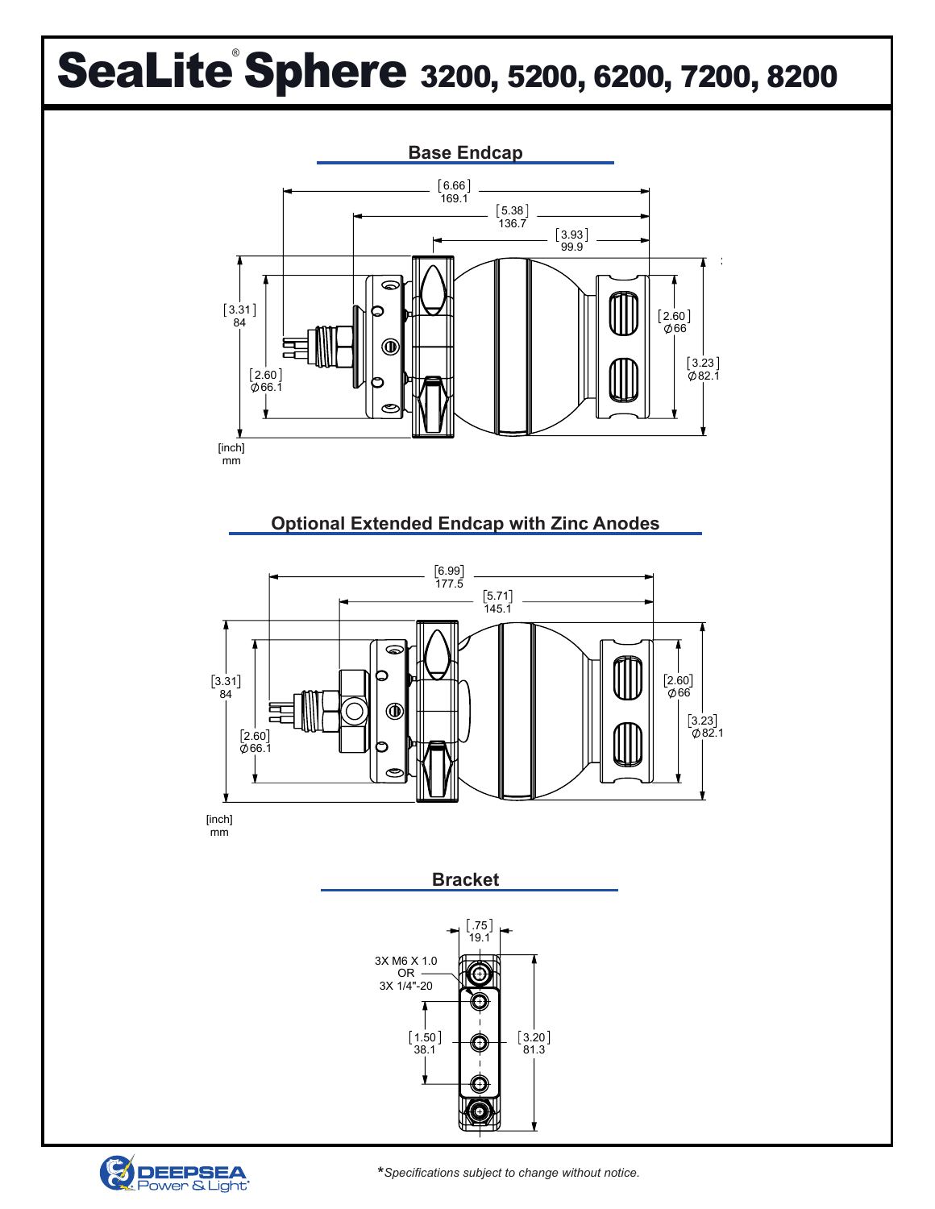# SeaLite® Sphere 3200, 5200, 6200, 7200, 8200

## Base Endcap

[6.66]
169.1

[5.38]
136.7

[3.93]
99.9

[3.31]
84

[2.60]
⌀66.1

[2.60]
⌀66

[3.23]
⌀82.1

[inch]
mm

## Optional Extended Endcap with Zinc Anodes

[6.99]
177.5

[5.71]
145.1

[3.31]
84

[2.60]
⌀66.1

[2.60]
⌀66

[3.23]
⌀82.1

[inch]
mm

## Bracket

[.75]
19.1

3X M6 X 1.0
OR
3X 1/4"-20

[1.50]
38.1

[3.20]
81.3

DEEPSEA Power & Light®

**Specifications subject to change without notice.*